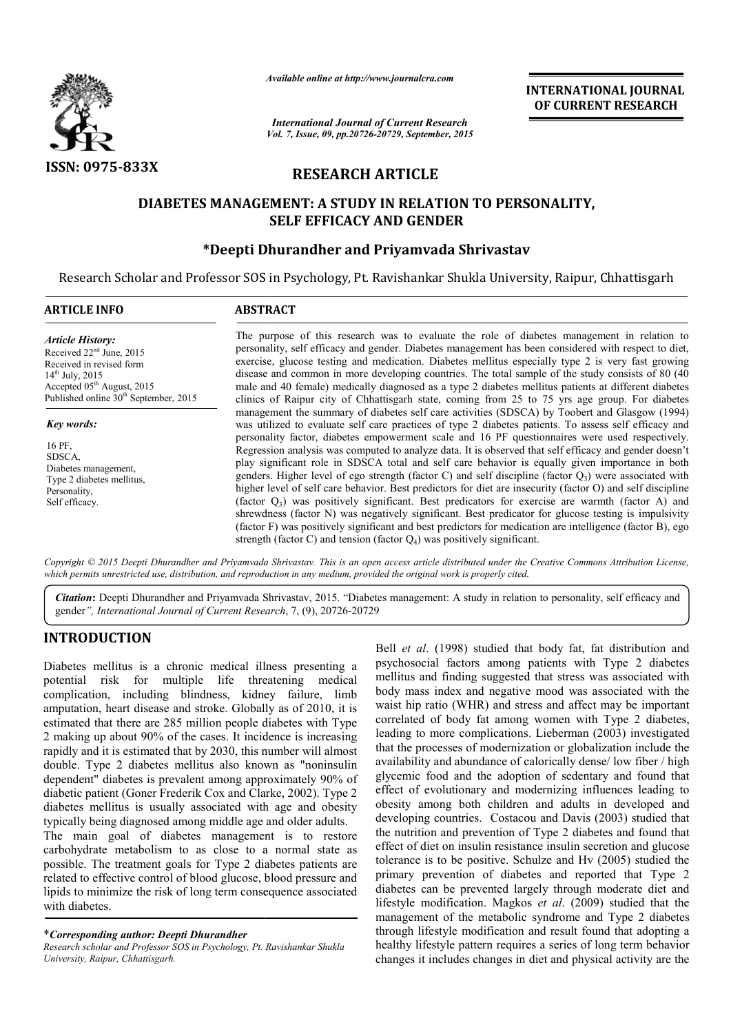*Available online at http://www.journalcra.com*

*International Journal of Current Research*
*Vol. 7, Issue, 09, pp.20726-20729, September, 2015*

**INTERNATIONAL JOURNAL OF CURRENT RESEARCH**

ISSN: 0975-833X

# RESEARCH ARTICLE

# DIABETES MANAGEMENT: A STUDY IN RELATION TO PERSONALITY, SELF EFFICACY AND GENDER

**\*Deepti Dhurandher and Priyamvada Shrivastav**

Research Scholar and Professor SOS in Psychology, Pt. Ravishankar Shukla University, Raipur, Chhattisgarh

## ARTICLE INFO

*Article History:*
Received 22[nd] June, 2015
Received in revised form
14[th] July, 2015
Accepted 05[th] August, 2015
Published online 30[th] September, 2015

*Key words:*
16 PF,
SDSCA,
Diabetes management,
Type 2 diabetes mellitus,
Personality,
Self efficacy.

## ABSTRACT

The purpose of this research was to evaluate the role of diabetes management in relation to personality, self efficacy and gender. Diabetes management has been considered with respect to diet, exercise, glucose testing and medication. Diabetes mellitus especially type 2 is very fast growing disease and common in more developing countries. The total sample of the study consists of 80 (40 male and 40 female) medically diagnosed as a type 2 diabetes mellitus patients at different diabetes clinics of Raipur city of Chhattisgarh state, coming from 25 to 75 yrs age group. For diabetes management the summary of diabetes self care activities (SDSCA) by Toobert and Glasgow (1994) was utilized to evaluate self care practices of type 2 diabetes patients. To assess self efficacy and personality factor, diabetes empowerment scale and 16 PF questionnaires were used respectively. Regression analysis was computed to analyze data. It is observed that self efficacy and gender doesn't play significant role in SDSCA total and self care behavior is equally given importance in both genders. Higher level of ego strength (factor C) and self discipline (factor $Q_3$) were associated with higher level of self care behavior. Best predictors for diet are insecurity (factor O) and self discipline (factor $Q_3$) was positively significant. Best predicators for exercise are warmth (factor A) and shrewdness (factor N) was negatively significant. Best predicator for glucose testing is impulsivity (factor F) was positively significant and best predictors for medication are intelligence (factor B), ego strength (factor C) and tension (factor $Q_4$) was positively significant.

*Copyright © 2015 Deepti Dhurandher and Priyamvada Shrivastav. This is an open access article distributed under the Creative Commons Attribution License, which permits unrestricted use, distribution, and reproduction in any medium, provided the original work is properly cited.*

***Citation*:** Deepti Dhurandher and Priyamvada Shrivastav, 2015. "Diabetes management: A study in relation to personality, self efficacy and gender*", International Journal of Current Research*, 7, (9), 20726-20729

## INTRODUCTION

Diabetes mellitus is a chronic medical illness presenting a potential risk for multiple life threatening medical complication, including blindness, kidney failure, limb amputation, heart disease and stroke. Globally as of 2010, it is estimated that there are 285 million people diabetes with Type 2 making up about 90% of the cases. It incidence is increasing rapidly and it is estimated that by 2030, this number will almost double. Type 2 diabetes mellitus also known as "noninsulin dependent" diabetes is prevalent among approximately 90% of diabetic patient (Goner Frederik Cox and Clarke, 2002). Type 2 diabetes mellitus is usually associated with age and obesity typically being diagnosed among middle age and older adults.

The main goal of diabetes management is to restore carbohydrate metabolism to as close to a normal state as possible. The treatment goals for Type 2 diabetes patients are related to effective control of blood glucose, blood pressure and lipids to minimize the risk of long term consequence associated with diabetes.

Bell *et al*. (1998) studied that body fat, fat distribution and psychosocial factors among patients with Type 2 diabetes mellitus and finding suggested that stress was associated with body mass index and negative mood was associated with the waist hip ratio (WHR) and stress and affect may be important correlated of body fat among women with Type 2 diabetes, leading to more complications. Lieberman (2003) investigated that the processes of modernization or globalization include the availability and abundance of calorically dense/ low fiber / high glycemic food and the adoption of sedentary and found that effect of evolutionary and modernizing influences leading to obesity among both children and adults in developed and developing countries. Costacou and Davis (2003) studied that the nutrition and prevention of Type 2 diabetes and found that effect of diet on insulin resistance insulin secretion and glucose tolerance is to be positive. Schulze and Hv (2005) studied the primary prevention of diabetes and reported that Type 2 diabetes can be prevented largely through moderate diet and lifestyle modification. Magkos *et al*. (2009) studied that the management of the metabolic syndrome and Type 2 diabetes through lifestyle modification and result found that adopting a healthy lifestyle pattern requires a series of long term behavior changes it includes changes in diet and physical activity are the

\****Corresponding author: Deepti Dhurandher***
*Research scholar and Professor SOS in Psychology, Pt. Ravishankar Shukla University, Raipur, Chhattisgarh.*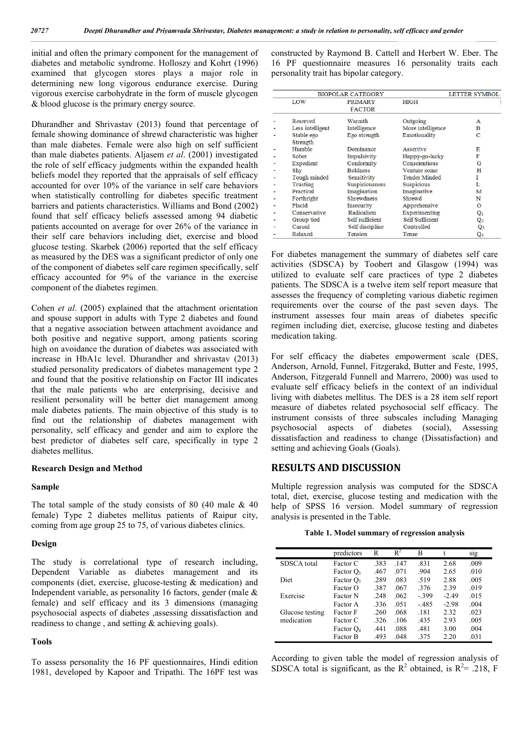initial and often the primary component for the management of diabetes and metabolic syndrome. Holloszy and Kohrt (1996) examined that glycogen stores plays a major role in determining new long vigorous endurance exercise. During vigorous exercise carbohydrate in the form of muscle glycogen & blood glucose is the primary energy source.

Dhurandher and Shrivastav (2013) found that percentage of female showing dominance of shrewd characteristic was higher than male diabetes. Female were also high on self sufficient than male diabetes patients. Aljasem *et al*. (2001) investigated the role of self efficacy judgments within the expanded health beliefs model they reported that the appraisals of self efficacy accounted for over 10% of the variance in self care behaviors when statistically controlling for diabetes specific treatment barriers and patients characteristics. Williams and Bond (2002) found that self efficacy beliefs assessed among 94 diabetic patients accounted on average for over 26% of the variance in their self care behaviors including diet, exercise and blood glucose testing. Skarbek (2006) reported that the self efficacy as measured by the DES was a significant predictor of only one of the component of diabetes self care regimen specifically, self efficacy accounted for 9% of the variance in the exercise component of the diabetes regimen.

Cohen *et al*. (2005) explained that the attachment orientation and spouse support in adults with Type 2 diabetes and found that a negative association between attachment avoidance and both positive and negative support, among patients scoring high on avoidance the duration of diabetes was associated with increase in HbA1c level. Dhurandher and shrivastav (2013) studied personality predicators of diabetes management type 2 and found that the positive relationship on Factor III indicates that the male patients who are enterprising, decisive and resilient personality will be better diet management among male diabetes patients. The main objective of this study is to find out the relationship of diabetes management with personality, self efficacy and gender and aim to explore the best predictor of diabetes self care, specifically in type 2 diabetes mellitus.

**Research Design and Method**

**Sample**

The total sample of the study consists of 80 (40 male & 40 female) Type 2 diabetes mellitus patients of Raipur city, coming from age group 25 to 75, of various diabetes clinics.

**Design**

The study is correlational type of research including, Dependent Variable as diabetes management and its components (diet, exercise, glucose-testing & medication) and Independent variable, as personality 16 factors, gender (male & female) and self efficacy and its 3 dimensions (managing psychosocial aspects of diabetes ,assessing dissatisfaction and readiness to change , and setting & achieving goals).

**Tools**

To assess personality the 16 PF questionnaires, Hindi edition 1981, developed by Kapoor and Tripathi. The 16PF test was constructed by Raymond B. Cattell and Herbert W. Eber. The 16 PF questionnaire measures 16 personality traits each personality trait has bipolar category.

| BIOPOLAR CATEGORY | | | | LETTER SYMBOL |
|---|---|---|---|---|
| | LOW | PRIMARY FACTOR | HIGH | |
| - | Reserved | Warmth | Outgoing | A |
| - | Less intelligent | Intelligence | More intelligence | B |
| - | Stable ego Strength | Ego strength | Emotionality | C |
| - | Humble | Dominance | Assertive | E |
| - | Sober | Impulsivity | Happy-go-lucky | F |
| - | Expedient | Conformity | Conscientious | G |
| - | Shy | Boldness | Venture some | H |
| - | Tough minded | Sensitivity | Tender Minded | I |
| - | Trusting | Suspiciousness | Suspicious | L |
| - | Practical | Imagination | Imaginative | M |
| - | Forthright | Shrewdness | Shrewd | N |
| - | Placid | Insecurity | Apprehensive | O |
| - | Conservative | Radicalism | Experimenting | $Q_1$ |
| - | Group tied | Self sufficient | Self Sufficient | $Q_2$ |
| - | Casual | Self discipline | Controlled | $Q_3$ |
| - | Relaxed | Tension | Tense | $Q_4$ |

For diabetes management the summary of diabetes self care activities (SDSCA) by Toobert and Glasgow (1994) was utilized to evaluate self care practices of type 2 diabetes patients. The SDSCA is a twelve item self report measure that assesses the frequency of completing various diabetic regimen requirements over the course of the past seven days. The instrument assesses four main areas of diabetes specific regimen including diet, exercise, glucose testing and diabetes medication taking.

For self efficacy the diabetes empowerment scale (DES, Anderson, Arnold, Funnel, Fitzgerakd, Butter and Feste, 1995, Anderson, Fitzgerald Funnell and Marrero, 2000) was used to evaluate self efficacy beliefs in the context of an individual living with diabetes mellitus. The DES is a 28 item self report measure of diabetes related psychosocial self efficacy. The instrument consists of three subscales including Managing psychosocial aspects of diabetes (social), Assessing dissatisfaction and readiness to change (Dissatisfaction) and setting and achieving Goals (Goals).

## RESULTS AND DISCUSSION

Multiple regression analysis was computed for the SDSCA total, diet, exercise, glucose testing and medication with the help of SPSS 16 version. Model summary of regression analysis is presented in the Table.

**Table 1. Model summary of regression analysis**

| | predictors | R | $R^2$ | B | t | sig |
|---|---|---|---|---|---|---|
| SDSCA total | Factor C | .383 | .147 | .831 | 2.68 | .009 |
| | Factor $Q_3$ | .467 | .071 | .904 | 2.65 | .010 |
| Diet | Factor $Q_3$ | .289 | .083 | .519 | 2.88 | .005 |
| | Factor O | .387 | .067 | .376 | 2.39 | .019 |
| Exercise | Factor N | .248 | .062 | -.399 | -2.49 | .015 |
| | Factor A | .336 | .051 | -.485 | -2.98 | .004 |
| Glucose testing | Factor F | .260 | .068 | .181 | 2.32 | .023 |
| medication | Factor C | .326 | .106 | .435 | 2.93 | .005 |
| | Factor $Q_4$ | .441 | .088 | .481 | 3.00 | .004 |
| | Factor B | .493 | .048 | .375 | 2.20 | .031 |

According to given table the model of regression analysis of SDSCA total is significant, as the $R^2$ obtained, is $R^2$= .218, F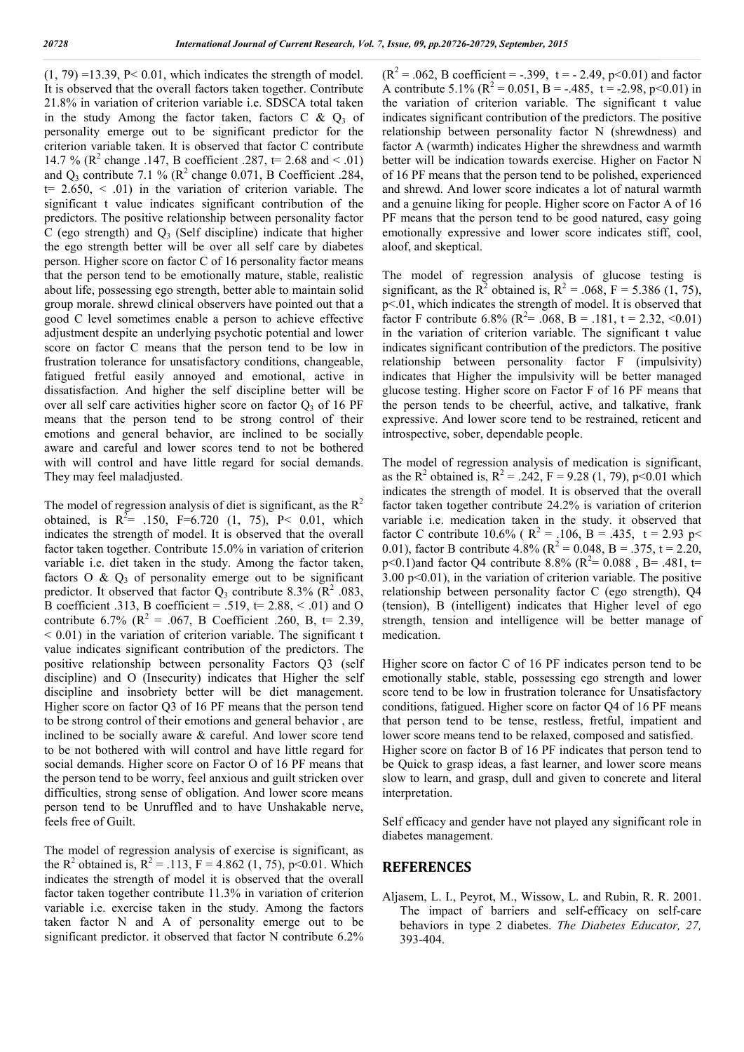$(1, 79) = 13.39$, $P < 0.01$, which indicates the strength of model. It is observed that the overall factors taken together. Contribute 21.8% in variation of criterion variable i.e. SDSCA total taken in the study Among the factor taken, factors C & $Q_3$ of personality emerge out to be significant predictor for the criterion variable taken. It is observed that factor C contribute 14.7 % ($R^2$ change .147, B coefficient .287, t= 2.68 and < .01) and $Q_3$ contribute 7.1 % ($R^2$ change 0.071, B Coefficient .284, t= 2.650, < .01) in the variation of criterion variable. The significant t value indicates significant contribution of the predictors. The positive relationship between personality factor C (ego strength) and $Q_3$ (Self discipline) indicate that higher the ego strength better will be over all self care by diabetes person. Higher score on factor C of 16 personality factor means that the person tend to be emotionally mature, stable, realistic about life, possessing ego strength, better able to maintain solid group morale. shrewd clinical observers have pointed out that a good C level sometimes enable a person to achieve effective adjustment despite an underlying psychotic potential and lower score on factor C means that the person tend to be low in frustration tolerance for unsatisfactory conditions, changeable, fatigued fretful easily annoyed and emotional, active in dissatisfaction. And higher the self discipline better will be over all self care activities higher score on factor $Q_3$ of 16 PF means that the person tend to be strong control of their emotions and general behavior, are inclined to be socially aware and careful and lower scores tend to not be bothered with will control and have little regard for social demands. They may feel maladjusted.

The model of regression analysis of diet is significant, as the $R^2$ obtained, is $R^2 = .150$, F=6.720 (1, 75), P< 0.01, which indicates the strength of model. It is observed that the overall factor taken together. Contribute 15.0% in variation of criterion variable i.e. diet taken in the study. Among the factor taken, factors O & $Q_3$ of personality emerge out to be significant predictor. It observed that factor $Q_3$ contribute 8.3% ($R^2$ .083, B coefficient .313, B coefficient = .519, t= 2.88, < .01) and O contribute 6.7% ($R^2 = .067$, B Coefficient .260, B, t= 2.39, < 0.01) in the variation of criterion variable. The significant t value indicates significant contribution of the predictors. The positive relationship between personality Factors Q3 (self discipline) and O (Insecurity) indicates that Higher the self discipline and insobriety better will be diet management. Higher score on factor Q3 of 16 PF means that the person tend to be strong control of their emotions and general behavior , are inclined to be socially aware & careful. And lower score tend to be not bothered with will control and have little regard for social demands. Higher score on Factor O of 16 PF means that the person tend to be worry, feel anxious and guilt stricken over difficulties, strong sense of obligation. And lower score means person tend to be Unruffled and to have Unshakable nerve, feels free of Guilt.

The model of regression analysis of exercise is significant, as the $R^2$ obtained is, $R^2 = .113$, F = 4.862 (1, 75), p<0.01. Which indicates the strength of model it is observed that the overall factor taken together contribute 11.3% in variation of criterion variable i.e. exercise taken in the study. Among the factors taken factor N and A of personality emerge out to be significant predictor. it observed that factor N contribute 6.2% ($R^2 = .062$, B coefficient = -.399, t = - 2.49, p<0.01) and factor A contribute 5.1% ($R^2 = 0.051$, B = -.485, t = -2.98, p<0.01) in the variation of criterion variable. The significant t value indicates significant contribution of the predictors. The positive relationship between personality factor N (shrewdness) and factor A (warmth) indicates Higher the shrewdness and warmth better will be indication towards exercise. Higher on Factor N of 16 PF means that the person tend to be polished, experienced and shrewd. And lower score indicates a lot of natural warmth and a genuine liking for people. Higher score on Factor A of 16 PF means that the person tend to be good natured, easy going emotionally expressive and lower score indicates stiff, cool, aloof, and skeptical.

The model of regression analysis of glucose testing is significant, as the $R^2$ obtained is, $R^2 = .068$, F = 5.386 (1, 75), p<.01, which indicates the strength of model. It is observed that factor F contribute 6.8% ($R^2 = .068$, B = .181, t = 2.32, <0.01) in the variation of criterion variable. The significant t value indicates significant contribution of the predictors. The positive relationship between personality factor F (impulsivity) indicates that Higher the impulsivity will be better managed glucose testing. Higher score on Factor F of 16 PF means that the person tends to be cheerful, active, and talkative, frank expressive. And lower score tend to be restrained, reticent and introspective, sober, dependable people.

The model of regression analysis of medication is significant, as the $R^2$ obtained is, $R^2 = .242$, F = 9.28 (1, 79), p<0.01 which indicates the strength of model. It is observed that the overall factor taken together contribute 24.2% is variation of criterion variable i.e. medication taken in the study. it observed that factor C contribute 10.6% ( $R^2 = .106$, B = .435, t = 2.93 p< 0.01), factor B contribute 4.8% ($R^2 = 0.048$, B = .375, t = 2.20, p<0.1)and factor Q4 contribute 8.8% ($R^2 = 0.088$ , B= .481, t= 3.00 p<0.01), in the variation of criterion variable. The positive relationship between personality factor C (ego strength), Q4 (tension), B (intelligent) indicates that Higher level of ego strength, tension and intelligence will be better manage of medication.

Higher score on factor C of 16 PF indicates person tend to be emotionally stable, stable, possessing ego strength and lower score tend to be low in frustration tolerance for Unsatisfactory conditions, fatigued. Higher score on factor Q4 of 16 PF means that person tend to be tense, restless, fretful, impatient and lower score means tend to be relaxed, composed and satisfied. Higher score on factor B of 16 PF indicates that person tend to be Quick to grasp ideas, a fast learner, and lower score means slow to learn, and grasp, dull and given to concrete and literal interpretation.

Self efficacy and gender have not played any significant role in diabetes management.

## REFERENCES

Aljasem, L. I., Peyrot, M., Wissow, L. and Rubin, R. R. 2001. The impact of barriers and self-efficacy on self-care behaviors in type 2 diabetes. *The Diabetes Educator, 27,* 393-404.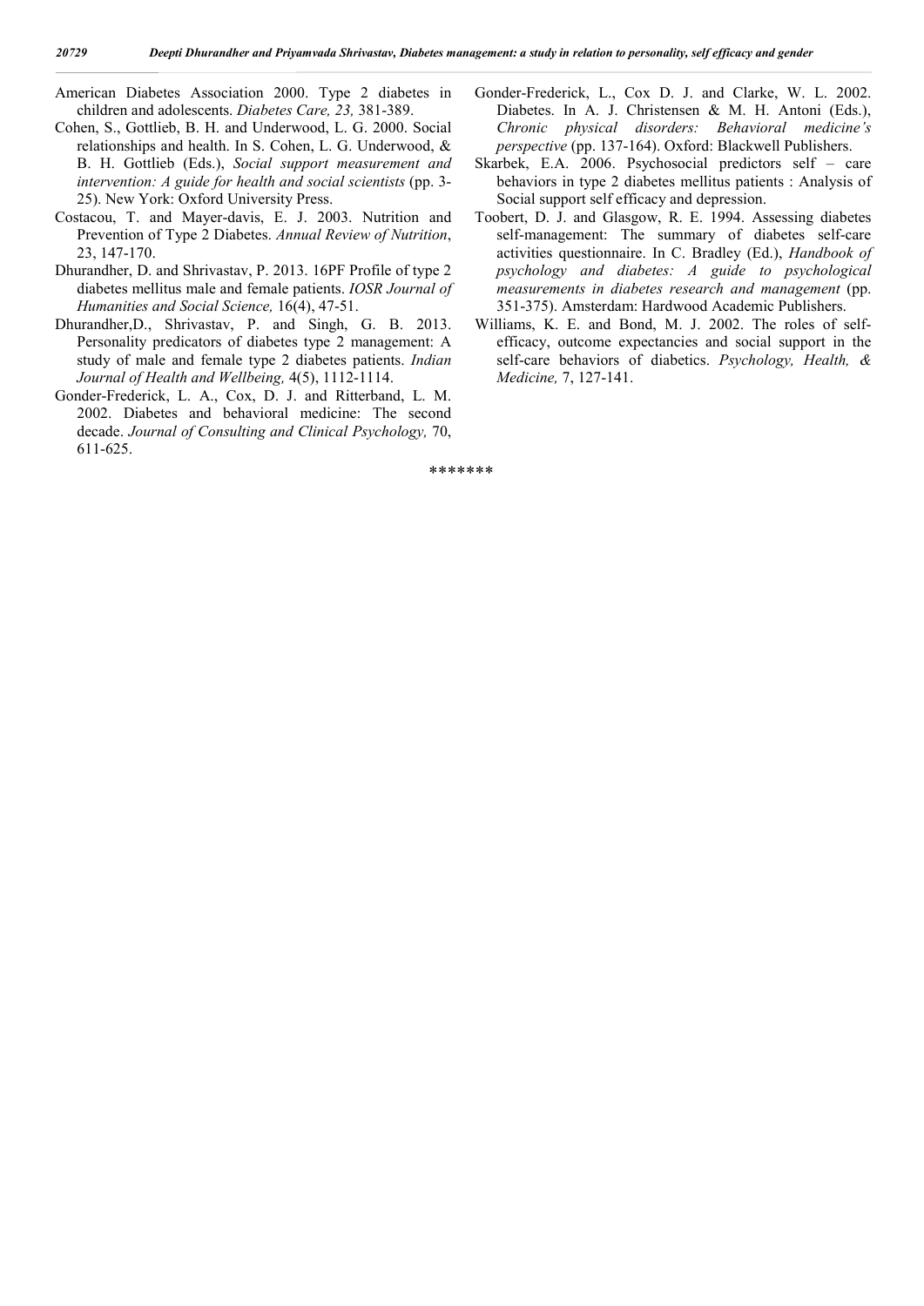American Diabetes Association 2000. Type 2 diabetes in children and adolescents. *Diabetes Care, 23,* 381-389.

Cohen, S., Gottlieb, B. H. and Underwood, L. G. 2000. Social relationships and health. In S. Cohen, L. G. Underwood, & B. H. Gottlieb (Eds.), *Social support measurement and intervention: A guide for health and social scientists* (pp. 3-25). New York: Oxford University Press.

Costacou, T. and Mayer-davis, E. J. 2003. Nutrition and Prevention of Type 2 Diabetes. *Annual Review of Nutrition*, 23, 147-170.

Dhurandher, D. and Shrivastav, P. 2013. 16PF Profile of type 2 diabetes mellitus male and female patients. *IOSR Journal of Humanities and Social Science,* 16(4), 47-51.

Dhurandher,D., Shrivastav, P. and Singh, G. B. 2013. Personality predicators of diabetes type 2 management: A study of male and female type 2 diabetes patients. *Indian Journal of Health and Wellbeing,* 4(5), 1112-1114.

Gonder-Frederick, L. A., Cox, D. J. and Ritterband, L. M. 2002. Diabetes and behavioral medicine: The second decade. *Journal of Consulting and Clinical Psychology,* 70, 611-625.

Gonder-Frederick, L., Cox D. J. and Clarke, W. L. 2002. Diabetes. In A. J. Christensen & M. H. Antoni (Eds.), *Chronic physical disorders: Behavioral medicine's perspective* (pp. 137-164). Oxford: Blackwell Publishers.

Skarbek, E.A. 2006. Psychosocial predictors self – care behaviors in type 2 diabetes mellitus patients : Analysis of Social support self efficacy and depression.

Toobert, D. J. and Glasgow, R. E. 1994. Assessing diabetes self-management: The summary of diabetes self-care activities questionnaire. In C. Bradley (Ed.), *Handbook of psychology and diabetes: A guide to psychological measurements in diabetes research and management* (pp. 351-375). Amsterdam: Hardwood Academic Publishers.

Williams, K. E. and Bond, M. J. 2002. The roles of self-efficacy, outcome expectancies and social support in the self-care behaviors of diabetics. *Psychology, Health, & Medicine,* 7, 127-141.

*******